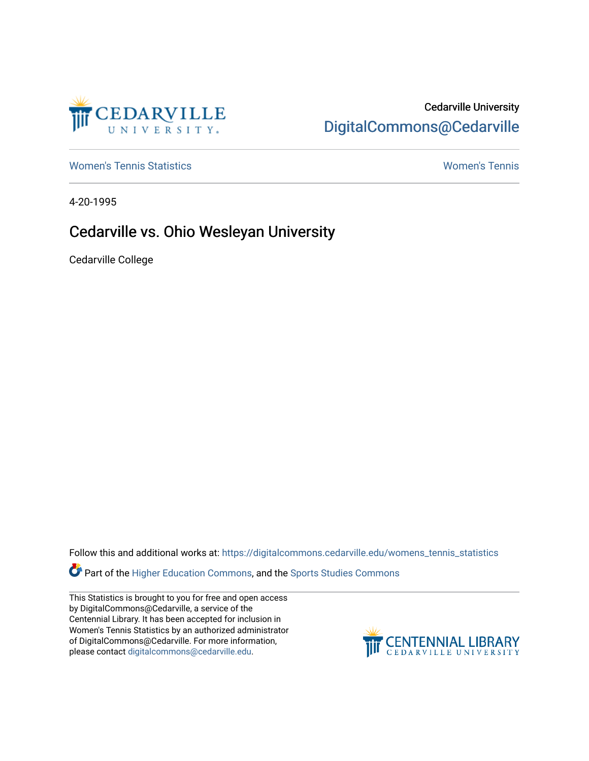Cedarville University
DigitalCommons@Cedarville

Women's Tennis Statistics | Women's Tennis

4-20-1995

# Cedarville vs. Ohio Wesleyan University

Cedarville College

Follow this and additional works at: https://digitalcommons.cedarville.edu/womens_tennis_statistics

Part of the Higher Education Commons, and the Sports Studies Commons

This Statistics is brought to you for free and open access by DigitalCommons@Cedarville, a service of the Centennial Library. It has been accepted for inclusion in Women's Tennis Statistics by an authorized administrator of DigitalCommons@Cedarville. For more information, please contact digitalcommons@cedarville.edu.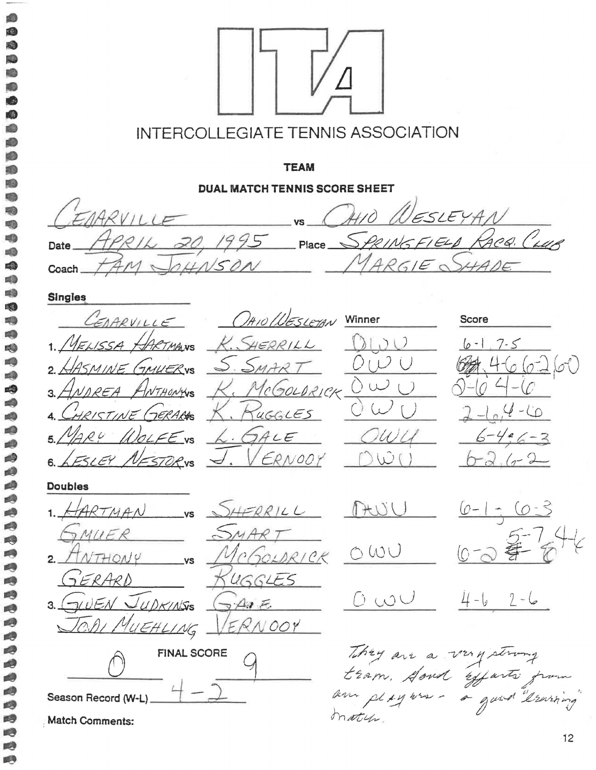# INTERCOLLEGIATE TENNIS ASSOCIATION

**TEAM**

**DUAL MATCH TENNIS SCORE SHEET**

CEDARVILLE vs OHIO WESLEYAN

Date: APRIL 20, 1995 Place: SPRINGFIELD RACQ. CLUB

Coach: PAM JOHNSON MARGIE SHADE

## Singles

| | CEDARVILLE | | OHIO WESLEYAN | Winner | Score |
|---|---|---|---|---|---|
| 1. | MELISSA HARTMAN | vs | K. SHERRILL | OWU | 6-1, 7-5 |
| 2. | HASMINE GMUER | vs | S. SMART | OWU | 4-6 6-2 6-0 |
| 3. | ANDREA ANTHONY | vs | K. McGOLDRICK | OWU | 0-6 4-6 |
| 4. | CHRISTINE GERARD | vs | K. RUGGLES | OWU | 2-6, 4-6 |
| 5. | MARY WOLFE | vs | L. GALE | OWU | 6-4, 6-3 |
| 6. | LESLEY NESTOR | vs | J. VERNOOY | OWU | 6-2, 6-2 |

## Doubles

| | CEDARVILLE | | OHIO WESLEYAN | Winner | Score |
|---|---|---|---|---|---|
| 1. | HARTMAN / GMUER | vs | SHERRILL / SMART | OWU | 6-1, 6-3 |
| 2. | ANTHONY / GERARD | vs | McGOLDRICK / RUGGLES | OWU | 6-2 5-7 4-6 |
| 3. | GWEN JUDKINS / JODI MUEHLING | vs | GALE / VERNOOY | OWU | 4-6, 2-6 |

FINAL SCORE: 0 – 9

Season Record (W-L): 4-2

Match Comments: They are a very strong team. Good efforts from our players - a good "learning" match.